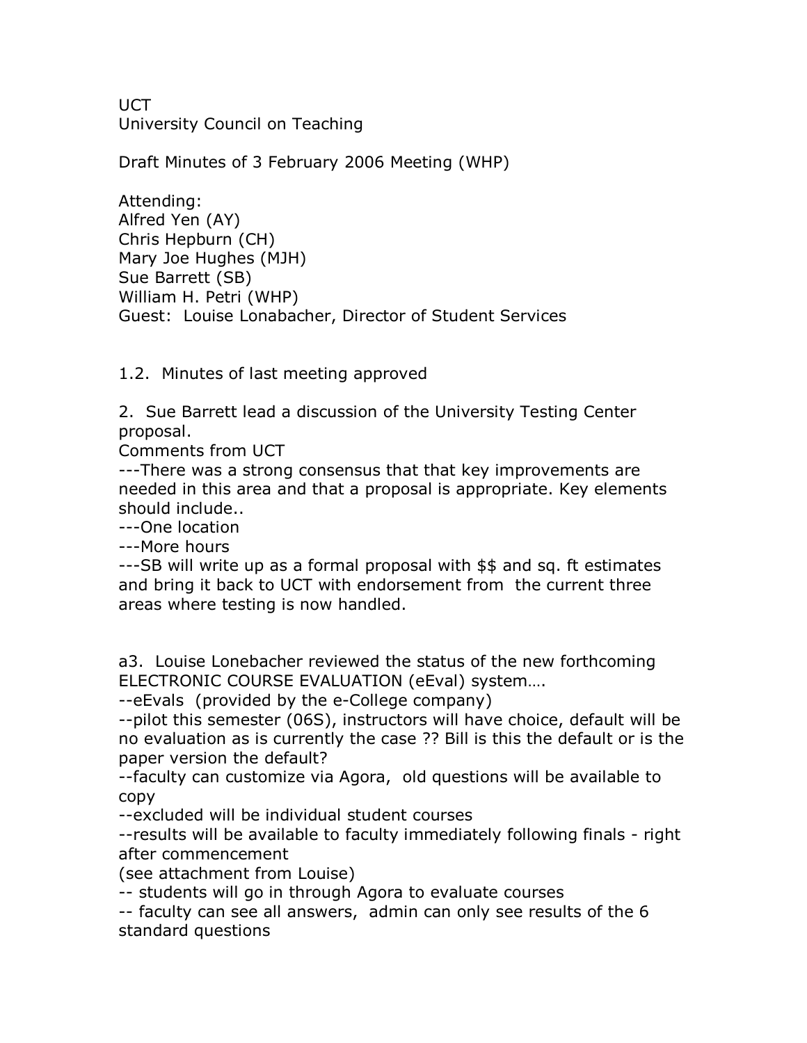UCT
University Council on Teaching

Draft Minutes of 3 February 2006 Meeting (WHP)

Attending:
Alfred Yen (AY)
Chris Hepburn (CH)
Mary Joe Hughes (MJH)
Sue Barrett (SB)
William H. Petri (WHP)
Guest: Louise Lonabacher, Director of Student Services

1.2. Minutes of last meeting approved

2. Sue Barrett lead a discussion of the University Testing Center proposal.
Comments from UCT
---There was a strong consensus that that key improvements are needed in this area and that a proposal is appropriate. Key elements should include..
---One location
---More hours
---SB will write up as a formal proposal with $$ and sq. ft estimates and bring it back to UCT with endorsement from the current three areas where testing is now handled.

a3. Louise Lonebacher reviewed the status of the new forthcoming ELECTRONIC COURSE EVALUATION (eEval) system….
--eEvals (provided by the e-College company)
--pilot this semester (06S), instructors will have choice, default will be no evaluation as is currently the case ?? Bill is this the default or is the paper version the default?
--faculty can customize via Agora, old questions will be available to copy
--excluded will be individual student courses
--results will be available to faculty immediately following finals - right after commencement
(see attachment from Louise)
-- students will go in through Agora to evaluate courses
-- faculty can see all answers, admin can only see results of the 6 standard questions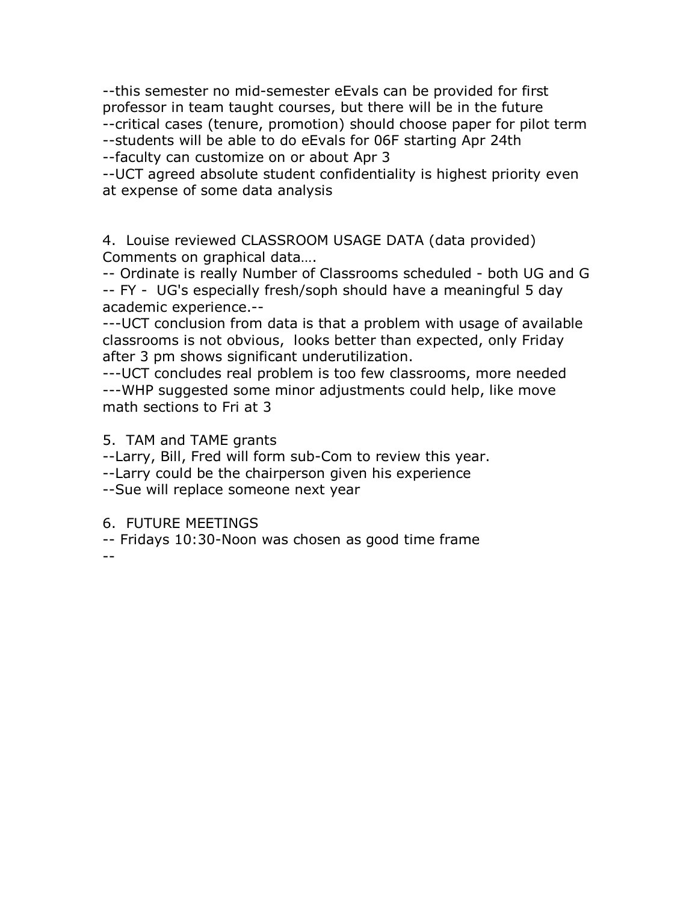--this semester no mid-semester eEvals can be provided for first professor in team taught courses, but there will be in the future
--critical cases (tenure, promotion) should choose paper for pilot term
--students will be able to do eEvals for 06F starting Apr 24th
--faculty can customize on or about Apr 3
--UCT agreed absolute student confidentiality is highest priority even at expense of some data analysis

4. Louise reviewed CLASSROOM USAGE DATA (data provided)
Comments on graphical data….
-- Ordinate is really Number of Classrooms scheduled - both UG and G
-- FY - UG's especially fresh/soph should have a meaningful 5 day academic experience.--
---UCT conclusion from data is that a problem with usage of available classrooms is not obvious, looks better than expected, only Friday after 3 pm shows significant underutilization.
---UCT concludes real problem is too few classrooms, more needed
---WHP suggested some minor adjustments could help, like move math sections to Fri at 3

5. TAM and TAME grants
--Larry, Bill, Fred will form sub-Com to review this year.
--Larry could be the chairperson given his experience
--Sue will replace someone next year

6. FUTURE MEETINGS
-- Fridays 10:30-Noon was chosen as good time frame
--